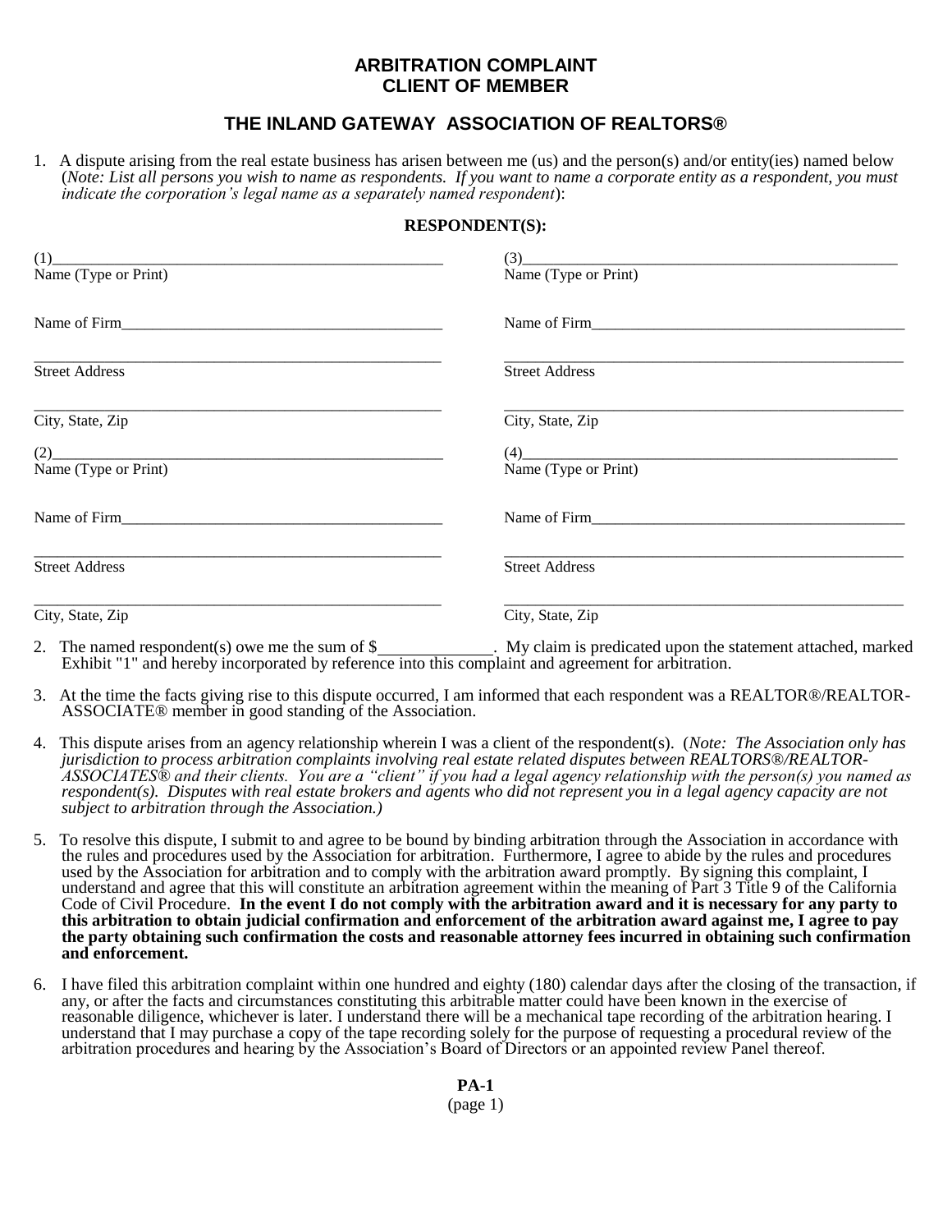# ARBITRATION COMPLAINT
# CLIENT OF MEMBER

## THE INLAND GATEWAY ASSOCIATION OF REALTORS®

1. A dispute arising from the real estate business has arisen between me (us) and the person(s) and/or entity(ies) named below (*Note: List all persons you wish to name as respondents. If you want to name a corporate entity as a respondent, you must indicate the corporation's legal name as a separately named respondent*):

**RESPONDENT(S):**

(1)\_\_\_\_\_\_\_\_\_\_\_\_\_\_\_\_\_\_\_\_\_\_\_\_\_\_\_\_\_\_\_\_\_\_\_\_\_\_\_\_
Name (Type or Print)

Name of Firm\_\_\_\_\_\_\_\_\_\_\_\_\_\_\_\_\_\_\_\_\_\_\_\_\_\_\_\_\_\_\_\_\_\_

\_\_\_\_\_\_\_\_\_\_\_\_\_\_\_\_\_\_\_\_\_\_\_\_\_\_\_\_\_\_\_\_\_\_\_\_\_\_\_\_
Street Address

\_\_\_\_\_\_\_\_\_\_\_\_\_\_\_\_\_\_\_\_\_\_\_\_\_\_\_\_\_\_\_\_\_\_\_\_\_\_\_\_
City, State, Zip

(2)\_\_\_\_\_\_\_\_\_\_\_\_\_\_\_\_\_\_\_\_\_\_\_\_\_\_\_\_\_\_\_\_\_\_\_\_\_\_\_\_
Name (Type or Print)

Name of Firm\_\_\_\_\_\_\_\_\_\_\_\_\_\_\_\_\_\_\_\_\_\_\_\_\_\_\_\_\_\_\_\_\_\_

\_\_\_\_\_\_\_\_\_\_\_\_\_\_\_\_\_\_\_\_\_\_\_\_\_\_\_\_\_\_\_\_\_\_\_\_\_\_\_\_
Street Address

\_\_\_\_\_\_\_\_\_\_\_\_\_\_\_\_\_\_\_\_\_\_\_\_\_\_\_\_\_\_\_\_\_\_\_\_\_\_\_\_
City, State, Zip

(3)\_\_\_\_\_\_\_\_\_\_\_\_\_\_\_\_\_\_\_\_\_\_\_\_\_\_\_\_\_\_\_\_\_\_\_\_\_\_\_\_
Name (Type or Print)

Name of Firm\_\_\_\_\_\_\_\_\_\_\_\_\_\_\_\_\_\_\_\_\_\_\_\_\_\_\_\_\_\_\_\_\_\_

\_\_\_\_\_\_\_\_\_\_\_\_\_\_\_\_\_\_\_\_\_\_\_\_\_\_\_\_\_\_\_\_\_\_\_\_\_\_\_\_
Street Address

\_\_\_\_\_\_\_\_\_\_\_\_\_\_\_\_\_\_\_\_\_\_\_\_\_\_\_\_\_\_\_\_\_\_\_\_\_\_\_\_
City, State, Zip

(4)\_\_\_\_\_\_\_\_\_\_\_\_\_\_\_\_\_\_\_\_\_\_\_\_\_\_\_\_\_\_\_\_\_\_\_\_\_\_\_\_
Name (Type or Print)

Name of Firm\_\_\_\_\_\_\_\_\_\_\_\_\_\_\_\_\_\_\_\_\_\_\_\_\_\_\_\_\_\_\_\_\_\_

\_\_\_\_\_\_\_\_\_\_\_\_\_\_\_\_\_\_\_\_\_\_\_\_\_\_\_\_\_\_\_\_\_\_\_\_\_\_\_\_
Street Address

\_\_\_\_\_\_\_\_\_\_\_\_\_\_\_\_\_\_\_\_\_\_\_\_\_\_\_\_\_\_\_\_\_\_\_\_\_\_\_\_
City, State, Zip

2. The named respondent(s) owe me the sum of $\_\_\_\_\_\_\_\_\_\_\_\_\_. My claim is predicated upon the statement attached, marked Exhibit "1" and hereby incorporated by reference into this complaint and agreement for arbitration.

3. At the time the facts giving rise to this dispute occurred, I am informed that each respondent was a REALTOR®/REALTOR-ASSOCIATE® member in good standing of the Association.

4. This dispute arises from an agency relationship wherein I was a client of the respondent(s). (*Note: The Association only has jurisdiction to process arbitration complaints involving real estate related disputes between REALTORS®/REALTOR-ASSOCIATES® and their clients. You are a "client" if you had a legal agency relationship with the person(s) you named as respondent(s). Disputes with real estate brokers and agents who did not represent you in a legal agency capacity are not subject to arbitration through the Association.)*

5. To resolve this dispute, I submit to and agree to be bound by binding arbitration through the Association in accordance with the rules and procedures used by the Association for arbitration. Furthermore, I agree to abide by the rules and procedures used by the Association for arbitration and to comply with the arbitration award promptly. By signing this complaint, I understand and agree that this will constitute an arbitration agreement within the meaning of Part 3 Title 9 of the California Code of Civil Procedure. **In the event I do not comply with the arbitration award and it is necessary for any party to this arbitration to obtain judicial confirmation and enforcement of the arbitration award against me, I agree to pay the party obtaining such confirmation the costs and reasonable attorney fees incurred in obtaining such confirmation and enforcement.**

6. I have filed this arbitration complaint within one hundred and eighty (180) calendar days after the closing of the transaction, if any, or after the facts and circumstances constituting this arbitrable matter could have been known in the exercise of reasonable diligence, whichever is later. I understand there will be a mechanical tape recording of the arbitration hearing. I understand that I may purchase a copy of the tape recording solely for the purpose of requesting a procedural review of the arbitration procedures and hearing by the Association's Board of Directors or an appointed review Panel thereof.

**PA-1**
(page 1)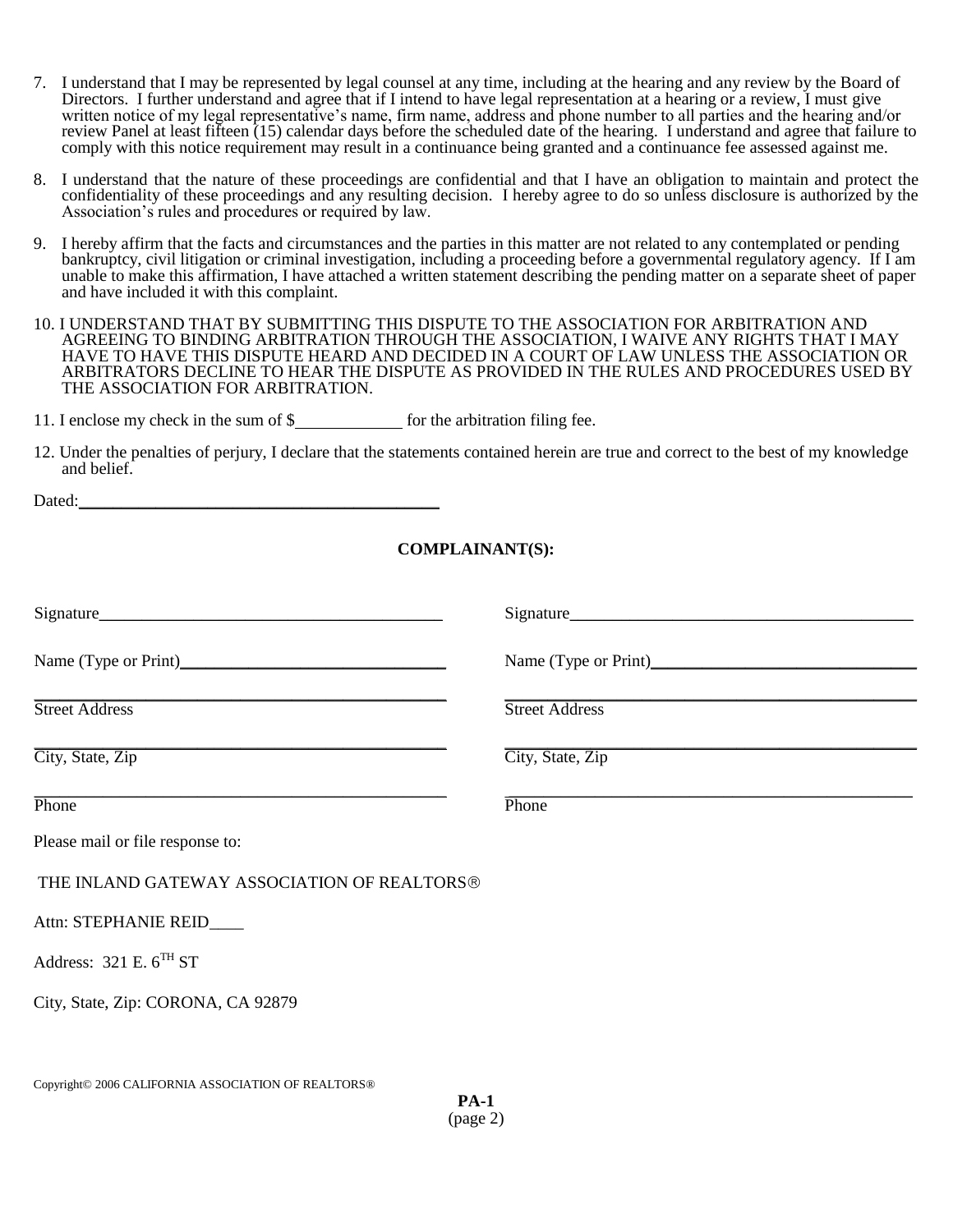7. I understand that I may be represented by legal counsel at any time, including at the hearing and any review by the Board of Directors. I further understand and agree that if I intend to have legal representation at a hearing or a review, I must give written notice of my legal representative's name, firm name, address and phone number to all parties and the hearing and/or review Panel at least fifteen (15) calendar days before the scheduled date of the hearing. I understand and agree that failure to comply with this notice requirement may result in a continuance being granted and a continuance fee assessed against me.

8. I understand that the nature of these proceedings are confidential and that I have an obligation to maintain and protect the confidentiality of these proceedings and any resulting decision. I hereby agree to do so unless disclosure is authorized by the Association's rules and procedures or required by law.

9. I hereby affirm that the facts and circumstances and the parties in this matter are not related to any contemplated or pending bankruptcy, civil litigation or criminal investigation, including a proceeding before a governmental regulatory agency. If I am unable to make this affirmation, I have attached a written statement describing the pending matter on a separate sheet of paper and have included it with this complaint.

10. I UNDERSTAND THAT BY SUBMITTING THIS DISPUTE TO THE ASSOCIATION FOR ARBITRATION AND AGREEING TO BINDING ARBITRATION THROUGH THE ASSOCIATION, I WAIVE ANY RIGHTS THAT I MAY HAVE TO HAVE THIS DISPUTE HEARD AND DECIDED IN A COURT OF LAW UNLESS THE ASSOCIATION OR ARBITRATORS DECLINE TO HEAR THE DISPUTE AS PROVIDED IN THE RULES AND PROCEDURES USED BY THE ASSOCIATION FOR ARBITRATION.

11. I enclose my check in the sum of $____________ for the arbitration filing fee.

12. Under the penalties of perjury, I declare that the statements contained herein are true and correct to the best of my knowledge and belief.

Dated:__________________________________________

**COMPLAINANT(S):**

Signature_________________________________________

Name (Type or Print)________________________________

_________________________________________________
Street Address

_________________________________________________
City, State, Zip

_________________________________________________
Phone

Signature_________________________________________

Name (Type or Print)________________________________

_________________________________________________
Street Address

_________________________________________________
City, State, Zip

_________________________________________________
Phone

Please mail or file response to:

THE INLAND GATEWAY ASSOCIATION OF REALTORS®

Attn: STEPHANIE REID____

Address: 321 E. 6TH ST

City, State, Zip: CORONA, CA 92879

Copyright© 2006 CALIFORNIA ASSOCIATION OF REALTORS®

**PA-1**
(page 2)